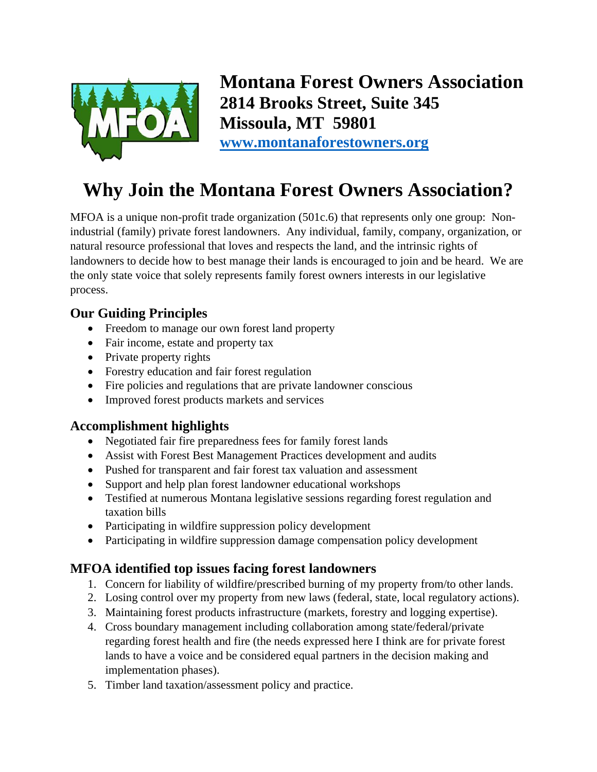**Montana Forest Owners Association**
**2814 Brooks Street, Suite 345**
**Missoula, MT 59801**
**www.montanaforestowners.org**

# Why Join the Montana Forest Owners Association?

MFOA is a unique non-profit trade organization (501c.6) that represents only one group: Non-industrial (family) private forest landowners. Any individual, family, company, organization, or natural resource professional that loves and respects the land, and the intrinsic rights of landowners to decide how to best manage their lands is encouraged to join and be heard. We are the only state voice that solely represents family forest owners interests in our legislative process.

## Our Guiding Principles

- Freedom to manage our own forest land property
- Fair income, estate and property tax
- Private property rights
- Forestry education and fair forest regulation
- Fire policies and regulations that are private landowner conscious
- Improved forest products markets and services

## Accomplishment highlights

- Negotiated fair fire preparedness fees for family forest lands
- Assist with Forest Best Management Practices development and audits
- Pushed for transparent and fair forest tax valuation and assessment
- Support and help plan forest landowner educational workshops
- Testified at numerous Montana legislative sessions regarding forest regulation and taxation bills
- Participating in wildfire suppression policy development
- Participating in wildfire suppression damage compensation policy development

## MFOA identified top issues facing forest landowners

1. Concern for liability of wildfire/prescribed burning of my property from/to other lands.
2. Losing control over my property from new laws (federal, state, local regulatory actions).
3. Maintaining forest products infrastructure (markets, forestry and logging expertise).
4. Cross boundary management including collaboration among state/federal/private regarding forest health and fire (the needs expressed here I think are for private forest lands to have a voice and be considered equal partners in the decision making and implementation phases).
5. Timber land taxation/assessment policy and practice.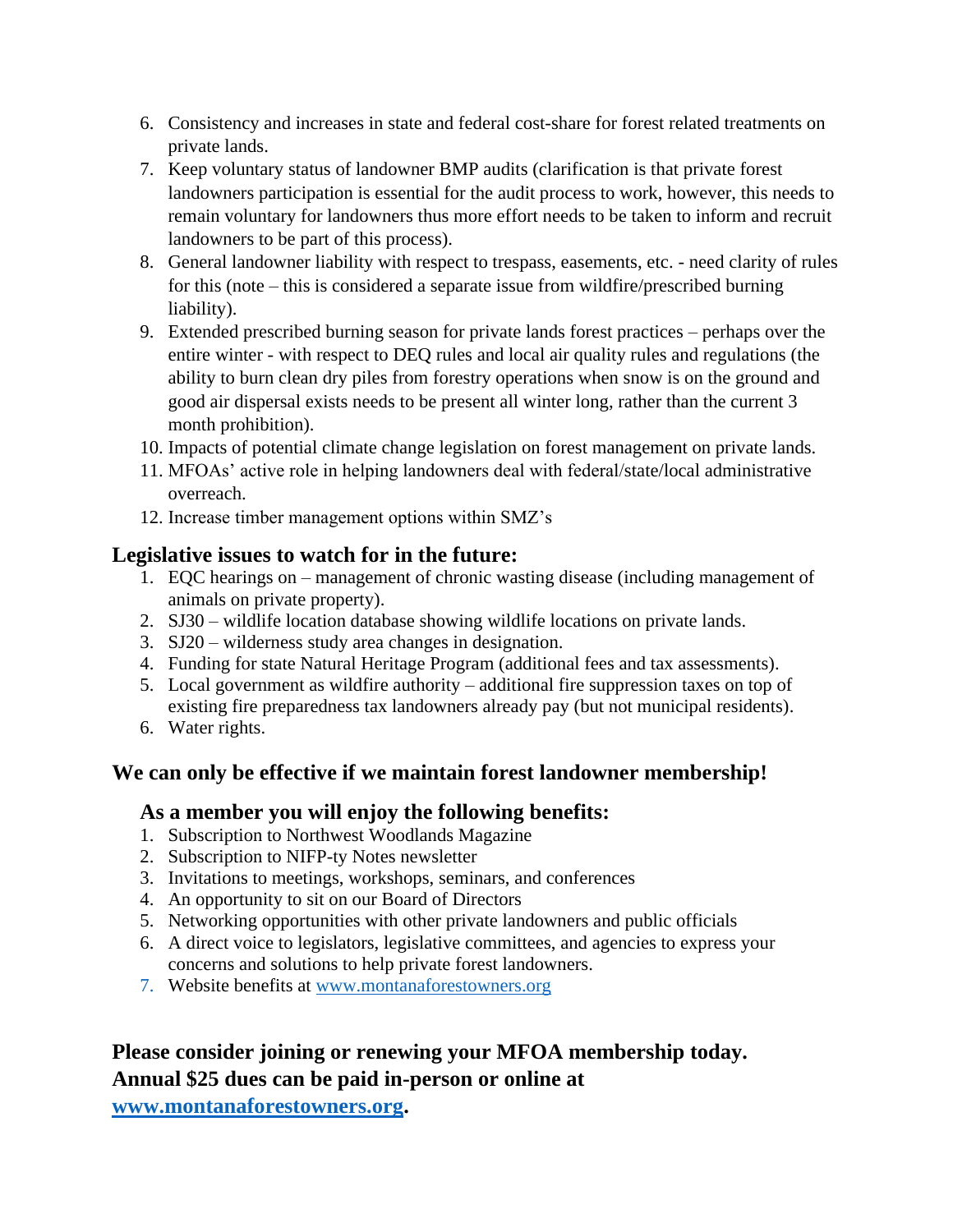6. Consistency and increases in state and federal cost-share for forest related treatments on private lands.
7. Keep voluntary status of landowner BMP audits (clarification is that private forest landowners participation is essential for the audit process to work, however, this needs to remain voluntary for landowners thus more effort needs to be taken to inform and recruit landowners to be part of this process).
8. General landowner liability with respect to trespass, easements, etc. - need clarity of rules for this (note – this is considered a separate issue from wildfire/prescribed burning liability).
9. Extended prescribed burning season for private lands forest practices – perhaps over the entire winter - with respect to DEQ rules and local air quality rules and regulations (the ability to burn clean dry piles from forestry operations when snow is on the ground and good air dispersal exists needs to be present all winter long, rather than the current 3 month prohibition).
10. Impacts of potential climate change legislation on forest management on private lands.
11. MFOAs' active role in helping landowners deal with federal/state/local administrative overreach.
12. Increase timber management options within SMZ's

### Legislative issues to watch for in the future:

1. EQC hearings on – management of chronic wasting disease (including management of animals on private property).
2. SJ30 – wildlife location database showing wildlife locations on private lands.
3. SJ20 – wilderness study area changes in designation.
4. Funding for state Natural Heritage Program (additional fees and tax assessments).
5. Local government as wildfire authority – additional fire suppression taxes on top of existing fire preparedness tax landowners already pay (but not municipal residents).
6. Water rights.

### We can only be effective if we maintain forest landowner membership!

### As a member you will enjoy the following benefits:

1. Subscription to Northwest Woodlands Magazine
2. Subscription to NIFP-ty Notes newsletter
3. Invitations to meetings, workshops, seminars, and conferences
4. An opportunity to sit on our Board of Directors
5. Networking opportunities with other private landowners and public officials
6. A direct voice to legislators, legislative committees, and agencies to express your concerns and solutions to help private forest landowners.
7. Website benefits at www.montanaforestowners.org

**Please consider joining or renewing your MFOA membership today. Annual $25 dues can be paid in-person or online at www.montanaforestowners.org.**